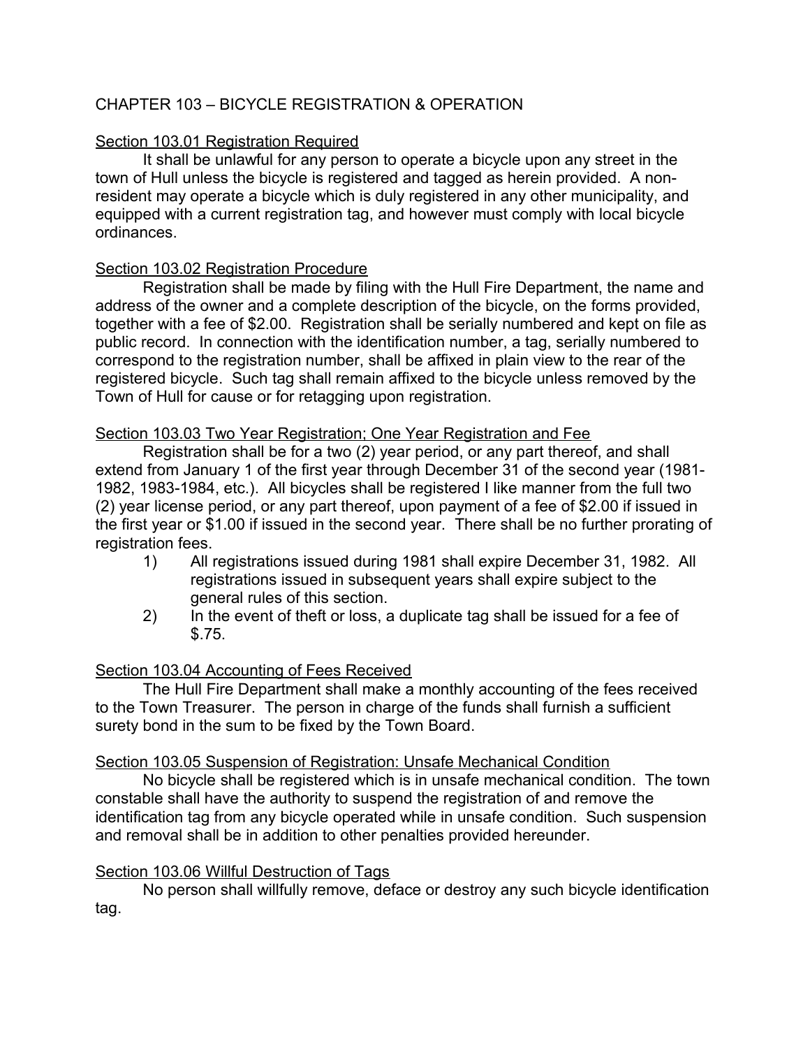# CHAPTER 103 – BICYCLE REGISTRATION & OPERATION

## Section 103.01 Registration Required

It shall be unlawful for any person to operate a bicycle upon any street in the town of Hull unless the bicycle is registered and tagged as herein provided. A non-resident may operate a bicycle which is duly registered in any other municipality, and equipped with a current registration tag, and however must comply with local bicycle ordinances.

## Section 103.02 Registration Procedure

Registration shall be made by filing with the Hull Fire Department, the name and address of the owner and a complete description of the bicycle, on the forms provided, together with a fee of $2.00. Registration shall be serially numbered and kept on file as public record. In connection with the identification number, a tag, serially numbered to correspond to the registration number, shall be affixed in plain view to the rear of the registered bicycle. Such tag shall remain affixed to the bicycle unless removed by the Town of Hull for cause or for retagging upon registration.

## Section 103.03 Two Year Registration; One Year Registration and Fee

Registration shall be for a two (2) year period, or any part thereof, and shall extend from January 1 of the first year through December 31 of the second year (1981-1982, 1983-1984, etc.). All bicycles shall be registered I like manner from the full two (2) year license period, or any part thereof, upon payment of a fee of $2.00 if issued in the first year or $1.00 if issued in the second year. There shall be no further prorating of registration fees.

1) All registrations issued during 1981 shall expire December 31, 1982. All registrations issued in subsequent years shall expire subject to the general rules of this section.
2) In the event of theft or loss, a duplicate tag shall be issued for a fee of $.75.

## Section 103.04 Accounting of Fees Received

The Hull Fire Department shall make a monthly accounting of the fees received to the Town Treasurer. The person in charge of the funds shall furnish a sufficient surety bond in the sum to be fixed by the Town Board.

## Section 103.05 Suspension of Registration: Unsafe Mechanical Condition

No bicycle shall be registered which is in unsafe mechanical condition. The town constable shall have the authority to suspend the registration of and remove the identification tag from any bicycle operated while in unsafe condition. Such suspension and removal shall be in addition to other penalties provided hereunder.

## Section 103.06 Willful Destruction of Tags

No person shall willfully remove, deface or destroy any such bicycle identification tag.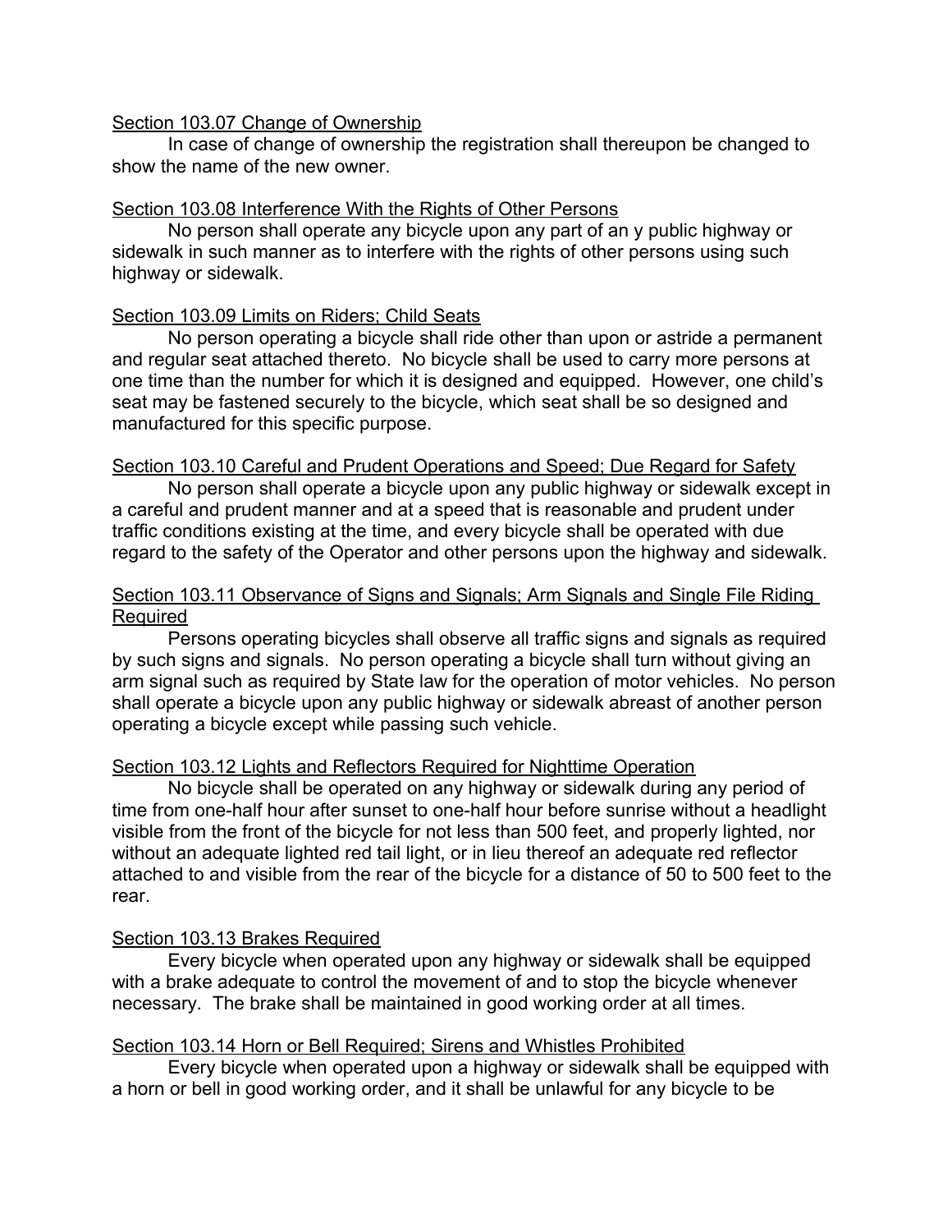## Section 103.07 Change of Ownership

In case of change of ownership the registration shall thereupon be changed to show the name of the new owner.

## Section 103.08 Interference With the Rights of Other Persons

No person shall operate any bicycle upon any part of an y public highway or sidewalk in such manner as to interfere with the rights of other persons using such highway or sidewalk.

## Section 103.09 Limits on Riders; Child Seats

No person operating a bicycle shall ride other than upon or astride a permanent and regular seat attached thereto. No bicycle shall be used to carry more persons at one time than the number for which it is designed and equipped. However, one child's seat may be fastened securely to the bicycle, which seat shall be so designed and manufactured for this specific purpose.

## Section 103.10 Careful and Prudent Operations and Speed; Due Regard for Safety

No person shall operate a bicycle upon any public highway or sidewalk except in a careful and prudent manner and at a speed that is reasonable and prudent under traffic conditions existing at the time, and every bicycle shall be operated with due regard to the safety of the Operator and other persons upon the highway and sidewalk.

## Section 103.11 Observance of Signs and Signals; Arm Signals and Single File Riding Required

Persons operating bicycles shall observe all traffic signs and signals as required by such signs and signals. No person operating a bicycle shall turn without giving an arm signal such as required by State law for the operation of motor vehicles. No person shall operate a bicycle upon any public highway or sidewalk abreast of another person operating a bicycle except while passing such vehicle.

## Section 103.12 Lights and Reflectors Required for Nighttime Operation

No bicycle shall be operated on any highway or sidewalk during any period of time from one-half hour after sunset to one-half hour before sunrise without a headlight visible from the front of the bicycle for not less than 500 feet, and properly lighted, nor without an adequate lighted red tail light, or in lieu thereof an adequate red reflector attached to and visible from the rear of the bicycle for a distance of 50 to 500 feet to the rear.

## Section 103.13 Brakes Required

Every bicycle when operated upon any highway or sidewalk shall be equipped with a brake adequate to control the movement of and to stop the bicycle whenever necessary. The brake shall be maintained in good working order at all times.

## Section 103.14 Horn or Bell Required; Sirens and Whistles Prohibited

Every bicycle when operated upon a highway or sidewalk shall be equipped with a horn or bell in good working order, and it shall be unlawful for any bicycle to be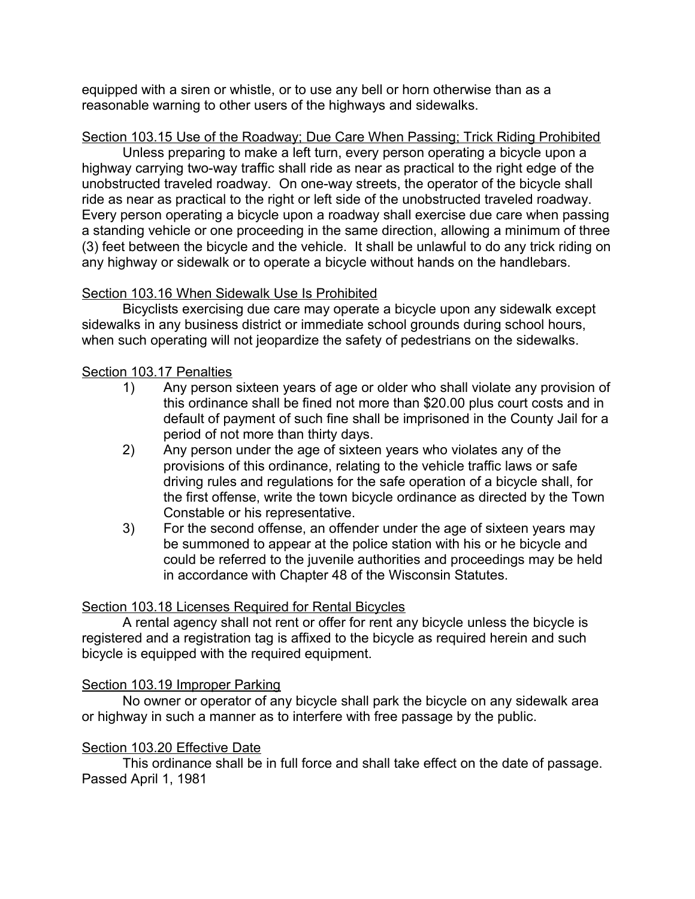equipped with a siren or whistle, or to use any bell or horn otherwise than as a reasonable warning to other users of the highways and sidewalks.

Section 103.15 Use of the Roadway; Due Care When Passing; Trick Riding Prohibited

Unless preparing to make a left turn, every person operating a bicycle upon a highway carrying two-way traffic shall ride as near as practical to the right edge of the unobstructed traveled roadway. On one-way streets, the operator of the bicycle shall ride as near as practical to the right or left side of the unobstructed traveled roadway. Every person operating a bicycle upon a roadway shall exercise due care when passing a standing vehicle or one proceeding in the same direction, allowing a minimum of three (3) feet between the bicycle and the vehicle. It shall be unlawful to do any trick riding on any highway or sidewalk or to operate a bicycle without hands on the handlebars.

Section 103.16 When Sidewalk Use Is Prohibited

Bicyclists exercising due care may operate a bicycle upon any sidewalk except sidewalks in any business district or immediate school grounds during school hours, when such operating will not jeopardize the safety of pedestrians on the sidewalks.

Section 103.17 Penalties

1) Any person sixteen years of age or older who shall violate any provision of this ordinance shall be fined not more than $20.00 plus court costs and in default of payment of such fine shall be imprisoned in the County Jail for a period of not more than thirty days.
2) Any person under the age of sixteen years who violates any of the provisions of this ordinance, relating to the vehicle traffic laws or safe driving rules and regulations for the safe operation of a bicycle shall, for the first offense, write the town bicycle ordinance as directed by the Town Constable or his representative.
3) For the second offense, an offender under the age of sixteen years may be summoned to appear at the police station with his or he bicycle and could be referred to the juvenile authorities and proceedings may be held in accordance with Chapter 48 of the Wisconsin Statutes.

Section 103.18 Licenses Required for Rental Bicycles

A rental agency shall not rent or offer for rent any bicycle unless the bicycle is registered and a registration tag is affixed to the bicycle as required herein and such bicycle is equipped with the required equipment.

Section 103.19 Improper Parking

No owner or operator of any bicycle shall park the bicycle on any sidewalk area or highway in such a manner as to interfere with free passage by the public.

Section 103.20 Effective Date

This ordinance shall be in full force and shall take effect on the date of passage.
Passed April 1, 1981